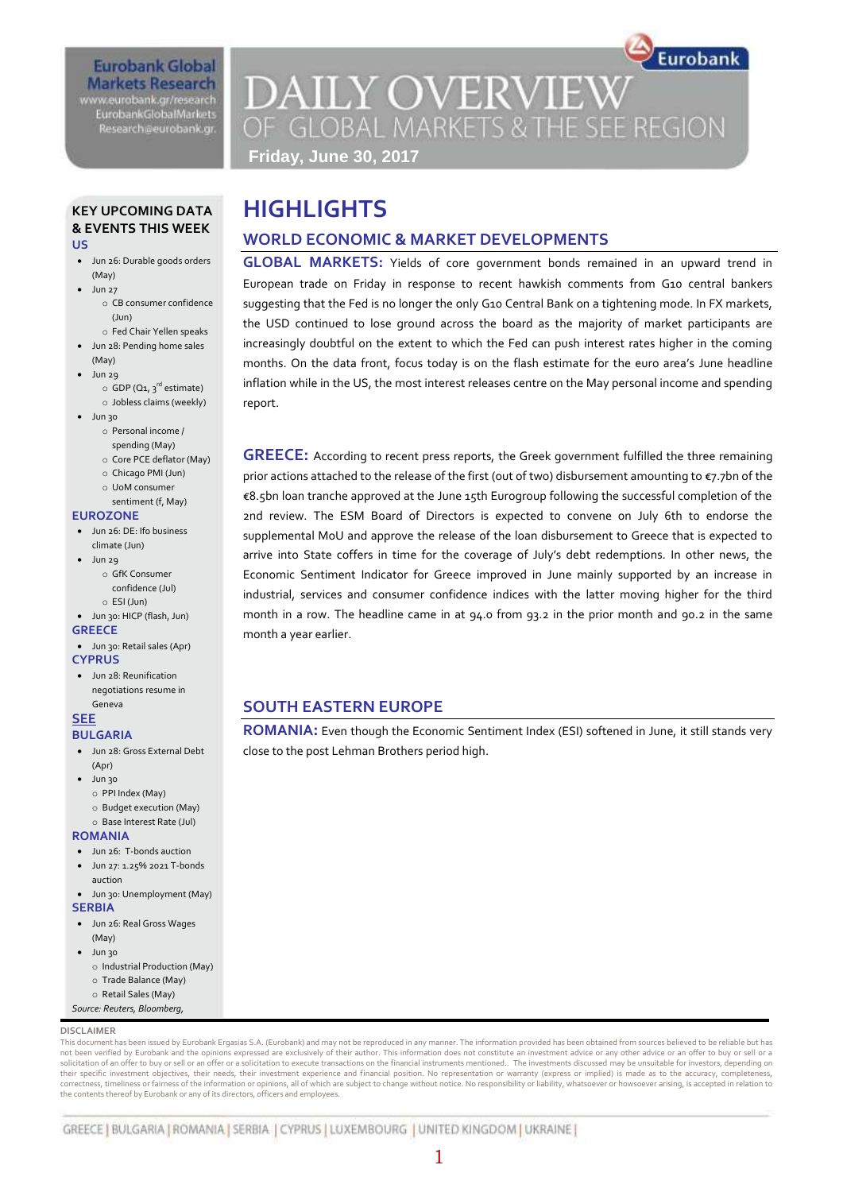Eurobank Global Markets Research
www.eurobank.gr/research
EurobankGlobalMarkets
Research@eurobank.gr

# DAILY OVERVIEW OF GLOBAL MARKETS & THE SEE REGION

**Friday, June 30, 2017**

## KEY UPCOMING DATA & EVENTS THIS WEEK

**US**

- Jun 26: Durable goods orders (May)
- Jun 27
  - CB consumer confidence (Jun)
  - Fed Chair Yellen speaks
- Jun 28: Pending home sales (May)
- Jun 29
  - GDP (Q1, 3rd estimate)
  - Jobless claims (weekly)
- Jun 30
  - Personal income / spending (May)
  - Core PCE deflator (May)
  - Chicago PMI (Jun)
  - UoM consumer sentiment (f, May)

**EUROZONE**

- Jun 26: DE: Ifo business climate (Jun)
- Jun 29
  - GfK Consumer confidence (Jul)
  - ESI (Jun)
- Jun 30: HICP (flash, Jun)

**GREECE**

- Jun 30: Retail sales (Apr)

**CYPRUS**

- Jun 28: Reunification negotiations resume in Geneva

**SEE**

**BULGARIA**

- Jun 28: Gross External Debt (Apr)
- Jun 30
  - PPI Index (May)
  - Budget execution (May)
  - Base Interest Rate (Jul)

**ROMANIA**

- Jun 26: T-bonds auction
- Jun 27: 1.25% 2021 T-bonds auction
- Jun 30: Unemployment (May)

**SERBIA**

- Jun 26: Real Gross Wages (May)
- Jun 30
  - Industrial Production (May)
  - Trade Balance (May)
  - Retail Sales (May)

*Source: Reuters, Bloomberg,*

# HIGHLIGHTS

## WORLD ECONOMIC & MARKET DEVELOPMENTS

**GLOBAL MARKETS:** Yields of core government bonds remained in an upward trend in European trade on Friday in response to recent hawkish comments from G10 central bankers suggesting that the Fed is no longer the only G10 Central Bank on a tightening mode. In FX markets, the USD continued to lose ground across the board as the majority of market participants are increasingly doubtful on the extent to which the Fed can push interest rates higher in the coming months. On the data front, focus today is on the flash estimate for the euro area's June headline inflation while in the US, the most interest releases centre on the May personal income and spending report.

**GREECE:** According to recent press reports, the Greek government fulfilled the three remaining prior actions attached to the release of the first (out of two) disbursement amounting to €7.7bn of the €8.5bn loan tranche approved at the June 15th Eurogroup following the successful completion of the 2nd review. The ESM Board of Directors is expected to convene on July 6th to endorse the supplemental MoU and approve the release of the loan disbursement to Greece that is expected to arrive into State coffers in time for the coverage of July's debt redemptions. In other news, the Economic Sentiment Indicator for Greece improved in June mainly supported by an increase in industrial, services and consumer confidence indices with the latter moving higher for the third month in a row. The headline came in at 94.0 from 93.2 in the prior month and 90.2 in the same month a year earlier.

## SOUTH EASTERN EUROPE

**ROMANIA:** Even though the Economic Sentiment Index (ESI) softened in June, it still stands very close to the post Lehman Brothers period high.

**DISCLAIMER**

This document has been issued by Eurobank Ergasias S.A. (Eurobank) and may not be reproduced in any manner. The information provided has been obtained from sources believed to be reliable but has not been verified by Eurobank and the opinions expressed are exclusively of their author. This information does not constitute an investment advice or any other advice or an offer to buy or sell or a solicitation of an offer to buy or sell or an offer or a solicitation to execute transactions on the financial instruments mentioned.. The investments discussed may be unsuitable for investors, depending on their specific investment objectives, their needs, their investment experience and financial position. No representation or warranty (express or implied) is made as to the accuracy, completeness, correctness, timeliness or fairness of the information or opinions, all of which are subject to change without notice. No responsibility or liability, whatsoever or howsoever arising, is accepted in relation to the contents thereof by Eurobank or any of its directors, officers and employees.

GREECE | BULGARIA | ROMANIA | SERBIA | CYPRUS | LUXEMBOURG | UNITED KINGDOM | UKRAINE |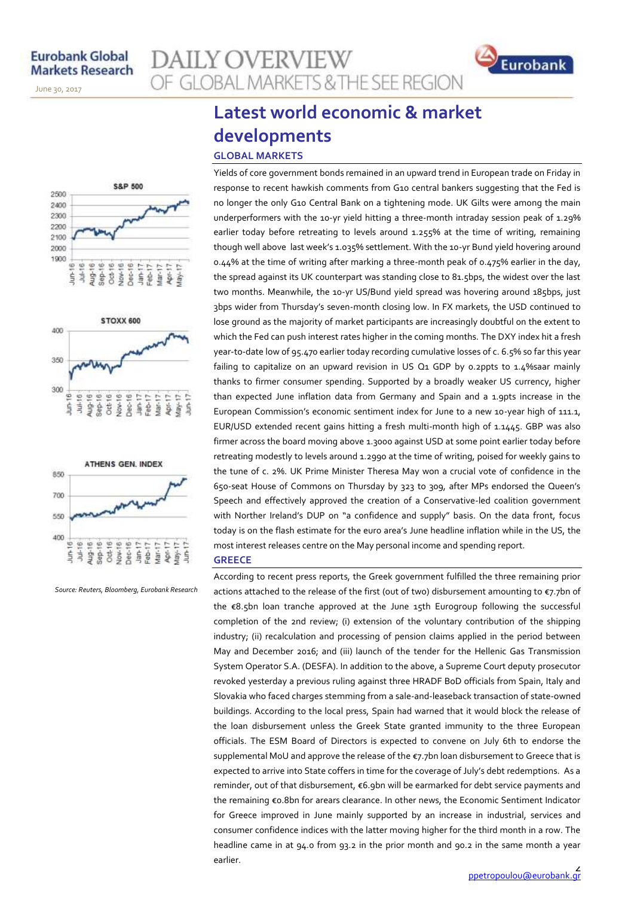# Latest world economic & market developments

## GLOBAL MARKETS

Yields of core government bonds remained in an upward trend in European trade on Friday in response to recent hawkish comments from G10 central bankers suggesting that the Fed is no longer the only G10 Central Bank on a tightening mode. UK Gilts were among the main underperformers with the 10-yr yield hitting a three-month intraday session peak of 1.29% earlier today before retreating to levels around 1.255% at the time of writing, remaining though well above last week's 1.035% settlement. With the 10-yr Bund yield hovering around 0.44% at the time of writing after marking a three-month peak of 0.475% earlier in the day, the spread against its UK counterpart was standing close to 81.5bps, the widest over the last two months. Meanwhile, the 10-yr US/Bund yield spread was hovering around 185bps, just 3bps wider from Thursday's seven-month closing low. In FX markets, the USD continued to lose ground as the majority of market participants are increasingly doubtful on the extent to which the Fed can push interest rates higher in the coming months. The DXY index hit a fresh year-to-date low of 95.470 earlier today recording cumulative losses of c. 6.5% so far this year failing to capitalize on an upward revision in US Q1 GDP by 0.2ppts to 1.4%saar mainly thanks to firmer consumer spending. Supported by a broadly weaker US currency, higher than expected June inflation data from Germany and Spain and a 1.9pts increase in the European Commission's economic sentiment index for June to a new 10-year high of 111.1, EUR/USD extended recent gains hitting a fresh multi-month high of 1.1445. GBP was also firmer across the board moving above 1.3000 against USD at some point earlier today before retreating modestly to levels around 1.2990 at the time of writing, poised for weekly gains to the tune of c. 2%. UK Prime Minister Theresa May won a crucial vote of confidence in the 650-seat House of Commons on Thursday by 323 to 309, after MPs endorsed the Queen's Speech and effectively approved the creation of a Conservative-led coalition government with Norther Ireland's DUP on "a confidence and supply" basis. On the data front, focus today is on the flash estimate for the euro area's June headline inflation while in the US, the most interest releases centre on the May personal income and spending report.

## GREECE

According to recent press reports, the Greek government fulfilled the three remaining prior actions attached to the release of the first (out of two) disbursement amounting to €7.7bn of the €8.5bn loan tranche approved at the June 15th Eurogroup following the successful completion of the 2nd review; (i) extension of the voluntary contribution of the shipping industry; (ii) recalculation and processing of pension claims applied in the period between May and December 2016; and (iii) launch of the tender for the Hellenic Gas Transmission System Operator S.A. (DESFA). In addition to the above, a Supreme Court deputy prosecutor revoked yesterday a previous ruling against three HRADF BoD officials from Spain, Italy and Slovakia who faced charges stemming from a sale-and-leaseback transaction of state-owned buildings. According to the local press, Spain had warned that it would block the release of the loan disbursement unless the Greek State granted immunity to the three European officials. The ESM Board of Directors is expected to convene on July 6th to endorse the supplemental MoU and approve the release of the €7.7bn loan disbursement to Greece that is expected to arrive into State coffers in time for the coverage of July's debt redemptions. As a reminder, out of that disbursement, €6.9bn will be earmarked for debt service payments and the remaining €0.8bn for arears clearance. In other news, the Economic Sentiment Indicator for Greece improved in June mainly supported by an increase in industrial, services and consumer confidence indices with the latter moving higher for the third month in a row. The headline came in at 94.0 from 93.2 in the prior month and 90.2 in the same month a year earlier.

*Source: Reuters, Bloomberg, Eurobank Research*

ppetropoulou@eurobank.gr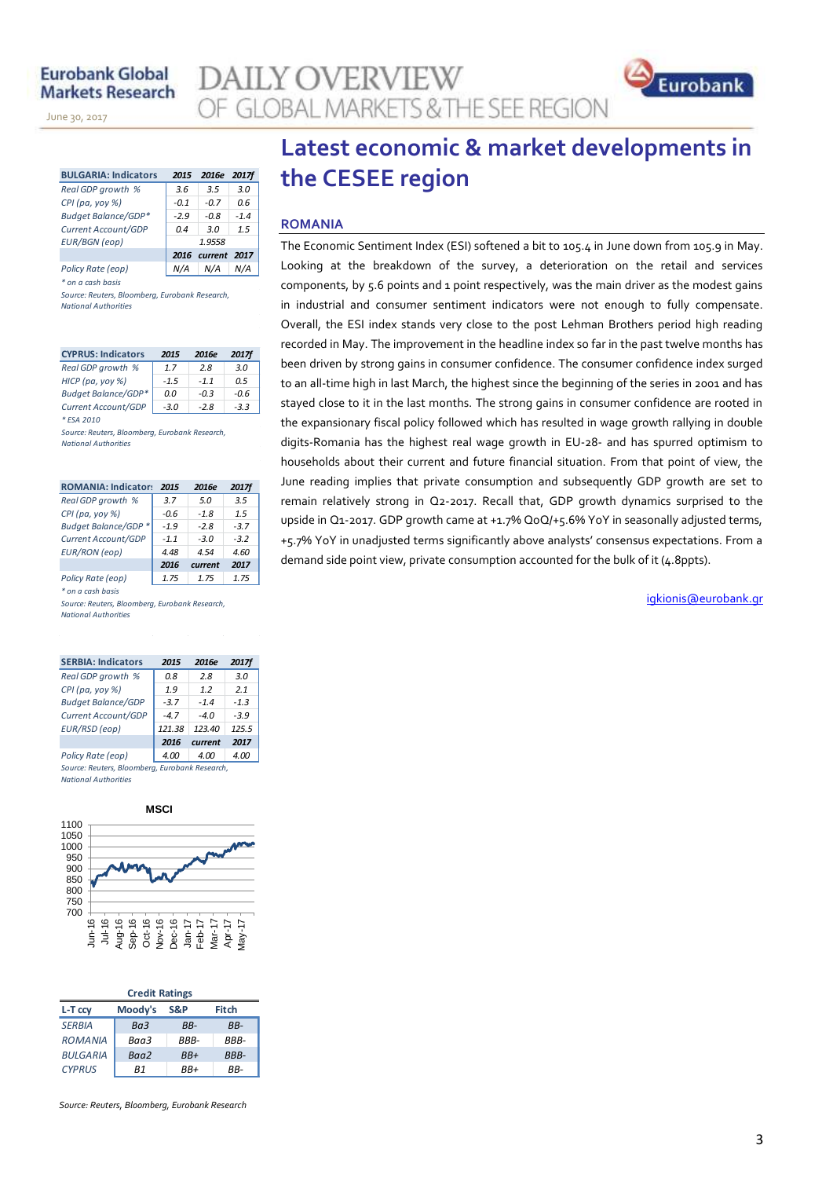# Latest economic & market developments in the CESEE region

## ROMANIA

The Economic Sentiment Index (ESI) softened a bit to 105.4 in June down from 105.9 in May. Looking at the breakdown of the survey, a deterioration on the retail and services components, by 5.6 points and 1 point respectively, was the main driver as the modest gains in industrial and consumer sentiment indicators were not enough to fully compensate. Overall, the ESI index stands very close to the post Lehman Brothers period high reading recorded in May. The improvement in the headline index so far in the past twelve months has been driven by strong gains in consumer confidence. The consumer confidence index surged to an all-time high in last March, the highest since the beginning of the series in 2001 and has stayed close to it in the last months. The strong gains in consumer confidence are rooted in the expansionary fiscal policy followed which has resulted in wage growth rallying in double digits-Romania has the highest real wage growth in EU-28- and has spurred optimism to households about their current and future financial situation. From that point of view, the June reading implies that private consumption and subsequently GDP growth are set to remain relatively strong in Q2-2017. Recall that, GDP growth dynamics surprised to the upside in Q1-2017. GDP growth came at +1.7% QoQ/+5.6% YoY in seasonally adjusted terms, +5.7% YoY in unadjusted terms significantly above analysts' consensus expectations. From a demand side point view, private consumption accounted for the bulk of it (4.8ppts).

igkionis@eurobank.gr

| BULGARIA: Indicators | 2015 | 2016e | 2017f |
|---|---|---|---|
| Real GDP growth % | 3.6 | 3.5 | 3.0 |
| CPI (pa, yoy %) | -0.1 | -0.7 | 0.6 |
| Budget Balance/GDP* | -2.9 | -0.8 | -1.4 |
| Current Account/GDP | 0.4 | 3.0 | 1.5 |
| EUR/BGN (eop) | 1.9558 | | |
| | 2016 | current | 2017 |
| Policy Rate (eop) | N/A | N/A | N/A |

\* on a cash basis

Source: Reuters, Bloomberg, Eurobank Research, National Authorities

| CYPRUS: Indicators | 2015 | 2016e | 2017f |
|---|---|---|---|
| Real GDP growth % | 1.7 | 2.8 | 3.0 |
| HICP (pa, yoy %) | -1.5 | -1.1 | 0.5 |
| Budget Balance/GDP* | 0.0 | -0.3 | -0.6 |
| Current Account/GDP | -3.0 | -2.8 | -3.3 |

\* ESA 2010

Source: Reuters, Bloomberg, Eurobank Research, National Authorities

| ROMANIA: Indicators | 2015 | 2016e | 2017f |
|---|---|---|---|
| Real GDP growth % | 3.7 | 5.0 | 3.5 |
| CPI (pa, yoy %) | -0.6 | -1.8 | 1.5 |
| Budget Balance/GDP * | -1.9 | -2.8 | -3.7 |
| Current Account/GDP | -1.1 | -3.0 | -3.2 |
| EUR/RON (eop) | 4.48 | 4.54 | 4.60 |
| | 2016 | current | 2017 |
| Policy Rate (eop) | 1.75 | 1.75 | 1.75 |

\* on a cash basis

Source: Reuters, Bloomberg, Eurobank Research, National Authorities

| SERBIA: Indicators | 2015 | 2016e | 2017f |
|---|---|---|---|
| Real GDP growth % | 0.8 | 2.8 | 3.0 |
| CPI (pa, yoy %) | 1.9 | 1.2 | 2.1 |
| Budget Balance/GDP | -3.7 | -1.4 | -1.3 |
| Current Account/GDP | -4.7 | -4.0 | -3.9 |
| EUR/RSD (eop) | 121.38 | 123.40 | 125.5 |
| | 2016 | current | 2017 |
| Policy Rate (eop) | 4.00 | 4.00 | 4.00 |

Source: Reuters, Bloomberg, Eurobank Research, National Authorities

MSCI

Credit Ratings

| L-T ccy | Moody's | S&P | Fitch |
|---|---|---|---|
| SERBIA | Ba3 | BB- | BB- |
| ROMANIA | Baa3 | BBB- | BBB- |
| BULGARIA | Baa2 | BB+ | BBB- |
| CYPRUS | B1 | BB+ | BB- |

Source: Reuters, Bloomberg, Eurobank Research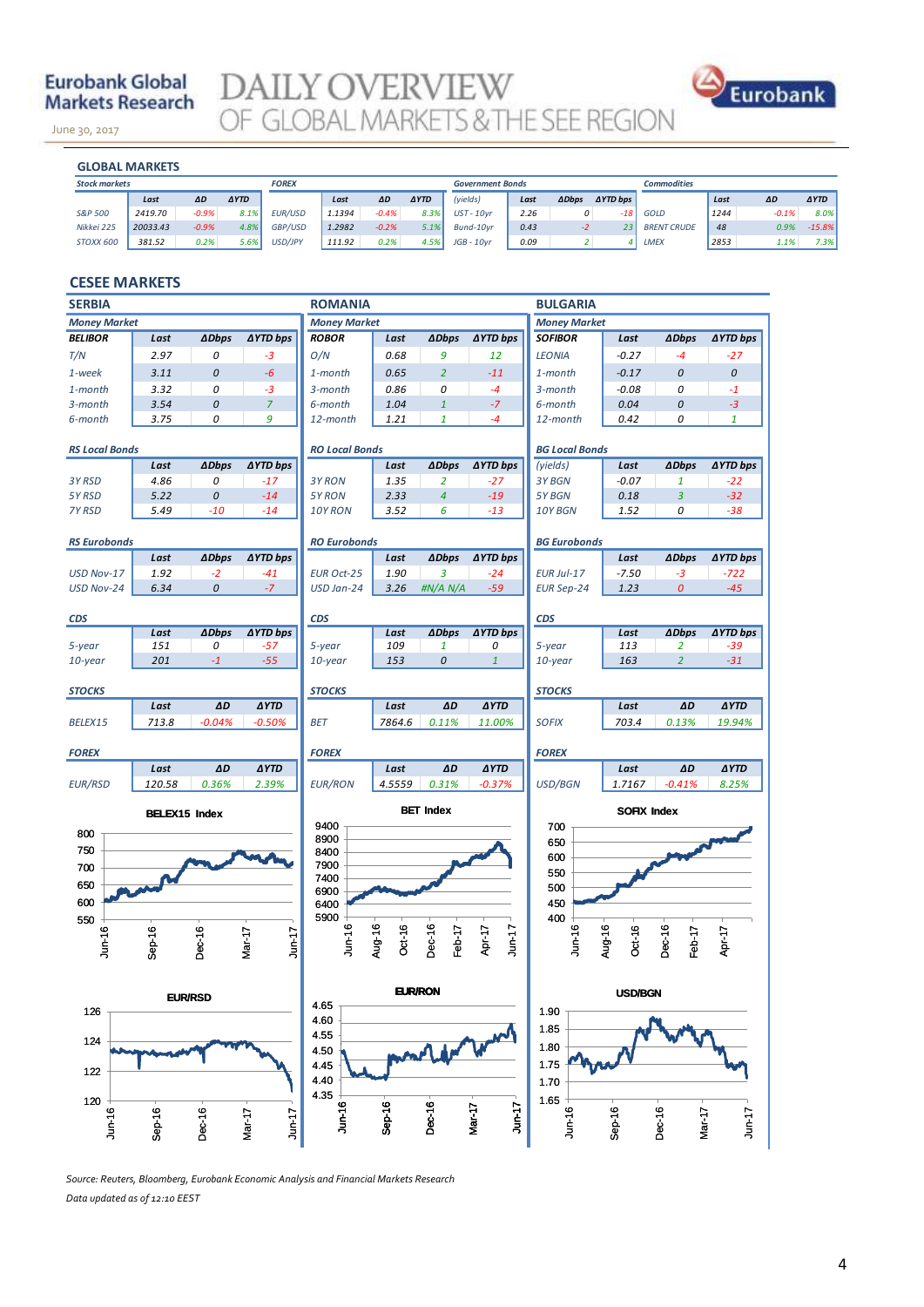# GLOBAL MARKETS

**Stock markets**

| | Last | ΔD | ΔYTD |
|---|---|---|---|
| S&P 500 | 2419.70 | -0.9% | 8.1% |
| Nikkei 225 | 20033.43 | -0.9% | 4.8% |
| STOXX 600 | 381.52 | 0.2% | 5.6% |

**FOREX**

| | Last | ΔD | ΔYTD |
|---|---|---|---|
| EUR/USD | 1.1394 | -0.4% | 8.3% |
| GBP/USD | 1.2982 | -0.2% | 5.1% |
| USD/JPY | 111.92 | 0.2% | 4.5% |

**Government Bonds**

| (yields) | Last | ΔDbps | ΔYTD bps |
|---|---|---|---|
| UST - 10yr | 2.26 | 0 | -18 |
| Bund-10yr | 0.43 | -2 | 23 |
| JGB - 10yr | 0.09 | 2 | 4 |

**Commodities**

| | Last | ΔD | ΔYTD |
|---|---|---|---|
| GOLD | 1244 | -0.1% | 8.0% |
| BRENT CRUDE | 48 | 0.9% | -15.8% |
| LMEX | 2853 | 1.1% | 7.3% |

# CESEE MARKETS

## SERBIA

**Money Market**

| BELIBOR | Last | ΔDbps | ΔYTD bps |
|---|---|---|---|
| T/N | 2.97 | 0 | -3 |
| 1-week | 3.11 | 0 | -6 |
| 1-month | 3.32 | 0 | -3 |
| 3-month | 3.54 | 0 | 7 |
| 6-month | 3.75 | 0 | 9 |

**RS Local Bonds**

| | Last | ΔDbps | ΔYTD bps |
|---|---|---|---|
| 3Y RSD | 4.86 | 0 | -17 |
| 5Y RSD | 5.22 | 0 | -14 |
| 7Y RSD | 5.49 | -10 | -14 |

**RS Eurobonds**

| | Last | ΔDbps | ΔYTD bps |
|---|---|---|---|
| USD Nov-17 | 1.92 | -2 | -41 |
| USD Nov-24 | 6.34 | 0 | -7 |

**CDS**

| | Last | ΔDbps | ΔYTD bps |
|---|---|---|---|
| 5-year | 151 | 0 | -57 |
| 10-year | 201 | -1 | -55 |

**STOCKS**

| | Last | ΔD | ΔYTD |
|---|---|---|---|
| BELEX15 | 713.8 | -0.04% | -0.50% |

**FOREX**

| | Last | ΔD | ΔYTD |
|---|---|---|---|
| EUR/RSD | 120.58 | 0.36% | 2.39% |

## ROMANIA

**Money Market**

| ROBOR | Last | ΔDbps | ΔYTD bps |
|---|---|---|---|
| O/N | 0.68 | 9 | 12 |
| 1-month | 0.65 | 2 | -11 |
| 3-month | 0.86 | 0 | -4 |
| 6-month | 1.04 | 1 | -7 |
| 12-month | 1.21 | 1 | -4 |

**RO Local Bonds**

| | Last | ΔDbps | ΔYTD bps |
|---|---|---|---|
| 3Y RON | 1.35 | 2 | -27 |
| 5Y RON | 2.33 | 4 | -19 |
| 10Y RON | 3.52 | 6 | -13 |

**RO Eurobonds**

| | Last | ΔDbps | ΔYTD bps |
|---|---|---|---|
| EUR Oct-25 | 1.90 | 3 | -24 |
| USD Jan-24 | 3.26 | #N/A N/A | -59 |

**CDS**

| | Last | ΔDbps | ΔYTD bps |
|---|---|---|---|
| 5-year | 109 | 1 | 0 |
| 10-year | 153 | 0 | 1 |

**STOCKS**

| | Last | ΔD | ΔYTD |
|---|---|---|---|
| BET | 7864.6 | 0.11% | 11.00% |

**FOREX**

| | Last | ΔD | ΔYTD |
|---|---|---|---|
| EUR/RON | 4.5559 | 0.31% | -0.37% |

## BULGARIA

**Money Market**

| SOFIBOR | Last | ΔDbps | ΔYTD bps |
|---|---|---|---|
| LEONIA | -0.27 | -4 | -27 |
| 1-month | -0.17 | 0 | 0 |
| 3-month | -0.08 | 0 | -1 |
| 6-month | 0.04 | 0 | -3 |
| 12-month | 0.42 | 0 | 1 |

**BG Local Bonds**

| (yields) | Last | ΔDbps | ΔYTD bps |
|---|---|---|---|
| 3Y BGN | -0.07 | 1 | -22 |
| 5Y BGN | 0.18 | 3 | -32 |
| 10Y BGN | 1.52 | 0 | -38 |

**BG Eurobonds**

| | Last | ΔDbps | ΔYTD bps |
|---|---|---|---|
| EUR Jul-17 | -7.50 | -3 | -722 |
| EUR Sep-24 | 1.23 | 0 | -45 |

**CDS**

| | Last | ΔDbps | ΔYTD bps |
|---|---|---|---|
| 5-year | 113 | 2 | -39 |
| 10-year | 163 | 2 | -31 |

**STOCKS**

| | Last | ΔD | ΔYTD |
|---|---|---|---|
| SOFIX | 703.4 | 0.13% | 19.94% |

**FOREX**

| | Last | ΔD | ΔYTD |
|---|---|---|---|
| USD/BGN | 1.7167 | -0.41% | 8.25% |

BELEX15 Index

BET Index

SOFIX Index

EUR/RSD

EUR/RON

USD/BGN

*Source: Reuters, Bloomberg, Eurobank Economic Analysis and Financial Markets Research*

*Data updated as of 12:10 EEST*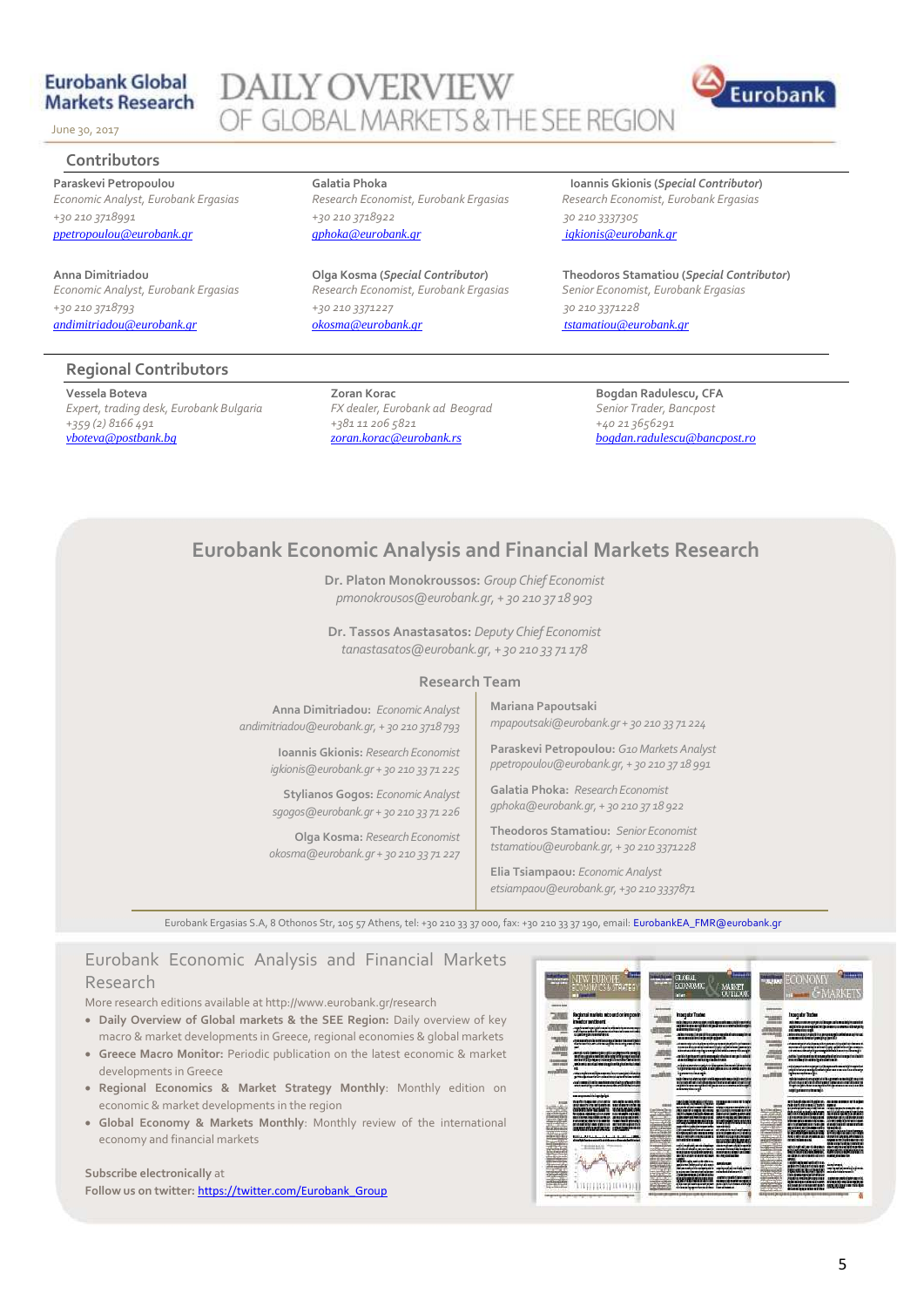Eurobank Global Markets Research

June 30, 2017

# DAILY OVERVIEW OF GLOBAL MARKETS & THE SEE REGION

## Contributors

**Paraskevi Petropoulou**
*Economic Analyst, Eurobank Ergasias*
*+30 210 3718991*
ppetropoulou@eurobank.gr

**Galatia Phoka**
*Research Economist, Eurobank Ergasias*
*+30 210 3718922*
gphoka@eurobank.gr

**Ioannis Gkionis (*Special Contributor*)**
*Research Economist, Eurobank Ergasias*
*30 210 3337305*
igkionis@eurobank.gr

**Anna Dimitriadou**
*Economic Analyst, Eurobank Ergasias*
*+30 210 3718793*
andimitriadou@eurobank.gr

**Olga Kosma (*Special Contributor*)**
*Research Economist, Eurobank Ergasias*
*+30 210 3371227*
okosma@eurobank.gr

**Theodoros Stamatiou (*Special Contributor*)**
*Senior Economist, Eurobank Ergasias*
*30 210 3371228*
tstamatiou@eurobank.gr

## Regional Contributors

**Vessela Boteva**
*Expert, trading desk, Eurobank Bulgaria*
*+359 (2) 8166 491*
vboteva@postbank.bg

**Zoran Korac**
*FX dealer, Eurobank ad Beograd*
*+381 11 206 5821*
zoran.korac@eurobank.rs

**Bogdan Radulescu, CFA**
*Senior Trader, Bancpost*
*+40 21 3656291*
bogdan.radulescu@bancpost.ro

## Eurobank Economic Analysis and Financial Markets Research

**Dr. Platon Monokroussos:** *Group Chief Economist*
*pmonokrousos@eurobank.gr, + 30 210 37 18 903*

**Dr. Tassos Anastasatos:** *Deputy Chief Economist*
*tanastasatos@eurobank.gr, + 30 210 33 71 178*

### Research Team

**Anna Dimitriadou:** *Economic Analyst*
*andimitriadou@eurobank.gr, + 30 210 3718 793*

**Ioannis Gkionis:** *Research Economist*
*igkionis@eurobank.gr + 30 210 33 71 225*

**Stylianos Gogos:** *Economic Analyst*
*sgogos@eurobank.gr + 30 210 33 71 226*

**Olga Kosma:** *Research Economist*
*okosma@eurobank.gr + 30 210 33 71 227*

**Mariana Papoutsaki**
*mpapoutsaki@eurobank.gr + 30 210 33 71 224*

**Paraskevi Petropoulou:** *G10 Markets Analyst*
*ppetropoulou@eurobank.gr, + 30 210 37 18 991*

**Galatia Phoka:** *Research Economist*
*gphoka@eurobank.gr, + 30 210 37 18 922*

**Theodoros Stamatiou:** *Senior Economist*
*tstamatiou@eurobank.gr, + 30 210 3371228*

**Elia Tsiampaou:** *Economic Analyst*
*etsiampaou@eurobank.gr, +30 210 3337871*

Eurobank Ergasias S.A, 8 Othonos Str, 105 57 Athens, tel: +30 210 33 37 000, fax: +30 210 33 37 190, email: EurobankEA_FMR@eurobank.gr

## Eurobank Economic Analysis and Financial Markets Research

More research editions available at http://www.eurobank.gr/research

- **Daily Overview of Global markets & the SEE Region:** Daily overview of key macro & market developments in Greece, regional economies & global markets
- **Greece Macro Monitor:** Periodic publication on the latest economic & market developments in Greece
- **Regional Economics & Market Strategy Monthly**: Monthly edition on economic & market developments in the region
- **Global Economy & Markets Monthly**: Monthly review of the international economy and financial markets

**Subscribe electronically** at
**Follow us on twitter:** https://twitter.com/Eurobank_Group